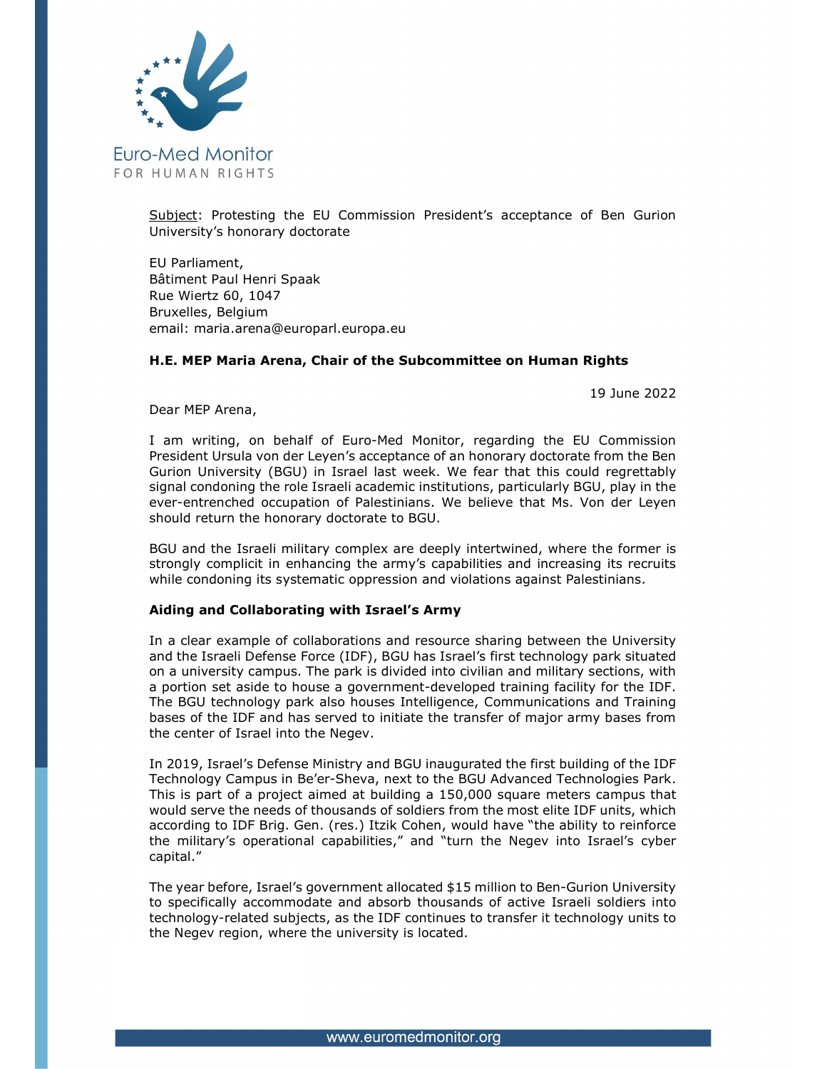Euro-Med Monitor
FOR HUMAN RIGHTS

Subject: Protesting the EU Commission President's acceptance of Ben Gurion University's honorary doctorate

EU Parliament,
Bâtiment Paul Henri Spaak
Rue Wiertz 60, 1047
Bruxelles, Belgium
email: maria.arena@europarl.europa.eu

**H.E. MEP Maria Arena, Chair of the Subcommittee on Human Rights**

19 June 2022

Dear MEP Arena,

I am writing, on behalf of Euro-Med Monitor, regarding the EU Commission President Ursula von der Leyen's acceptance of an honorary doctorate from the Ben Gurion University (BGU) in Israel last week. We fear that this could regrettably signal condoning the role Israeli academic institutions, particularly BGU, play in the ever-entrenched occupation of Palestinians. We believe that Ms. Von der Leyen should return the honorary doctorate to BGU.

BGU and the Israeli military complex are deeply intertwined, where the former is strongly complicit in enhancing the army's capabilities and increasing its recruits while condoning its systematic oppression and violations against Palestinians.

**Aiding and Collaborating with Israel's Army**

In a clear example of collaborations and resource sharing between the University and the Israeli Defense Force (IDF), BGU has Israel's first technology park situated on a university campus. The park is divided into civilian and military sections, with a portion set aside to house a government-developed training facility for the IDF. The BGU technology park also houses Intelligence, Communications and Training bases of the IDF and has served to initiate the transfer of major army bases from the center of Israel into the Negev.

In 2019, Israel's Defense Ministry and BGU inaugurated the first building of the IDF Technology Campus in Be'er-Sheva, next to the BGU Advanced Technologies Park. This is part of a project aimed at building a 150,000 square meters campus that would serve the needs of thousands of soldiers from the most elite IDF units, which according to IDF Brig. Gen. (res.) Itzik Cohen, would have "the ability to reinforce the military's operational capabilities," and "turn the Negev into Israel's cyber capital."

The year before, Israel's government allocated $15 million to Ben-Gurion University to specifically accommodate and absorb thousands of active Israeli soldiers into technology-related subjects, as the IDF continues to transfer it technology units to the Negev region, where the university is located.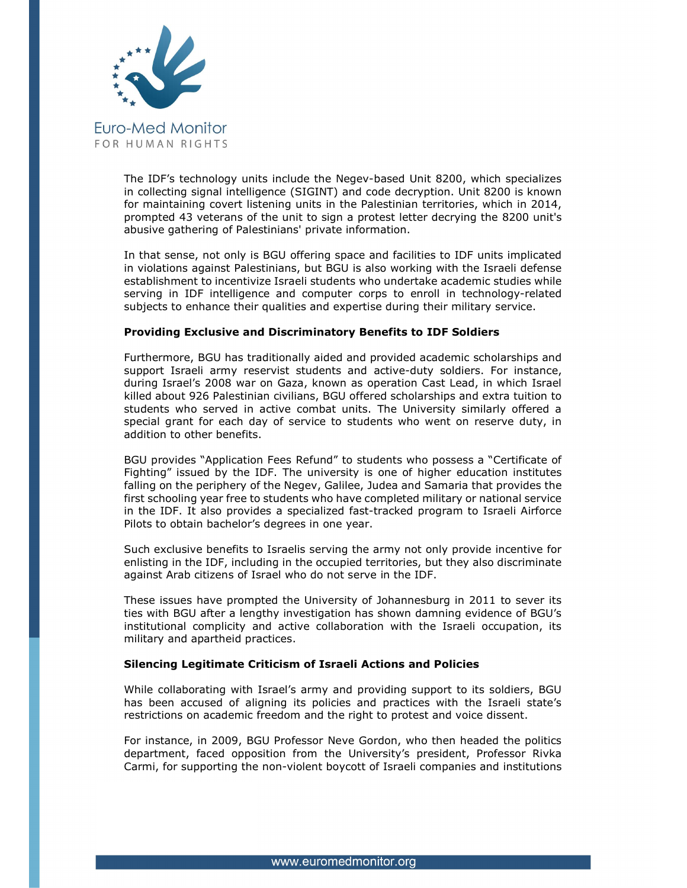The IDF's technology units include the Negev-based Unit 8200, which specializes in collecting signal intelligence (SIGINT) and code decryption. Unit 8200 is known for maintaining covert listening units in the Palestinian territories, which in 2014, prompted 43 veterans of the unit to sign a protest letter decrying the 8200 unit's abusive gathering of Palestinians' private information.

In that sense, not only is BGU offering space and facilities to IDF units implicated in violations against Palestinians, but BGU is also working with the Israeli defense establishment to incentivize Israeli students who undertake academic studies while serving in IDF intelligence and computer corps to enroll in technology-related subjects to enhance their qualities and expertise during their military service.

**Providing Exclusive and Discriminatory Benefits to IDF Soldiers**

Furthermore, BGU has traditionally aided and provided academic scholarships and support Israeli army reservist students and active-duty soldiers. For instance, during Israel's 2008 war on Gaza, known as operation Cast Lead, in which Israel killed about 926 Palestinian civilians, BGU offered scholarships and extra tuition to students who served in active combat units. The University similarly offered a special grant for each day of service to students who went on reserve duty, in addition to other benefits.

BGU provides "Application Fees Refund" to students who possess a "Certificate of Fighting" issued by the IDF. The university is one of higher education institutes falling on the periphery of the Negev, Galilee, Judea and Samaria that provides the first schooling year free to students who have completed military or national service in the IDF. It also provides a specialized fast-tracked program to Israeli Airforce Pilots to obtain bachelor's degrees in one year.

Such exclusive benefits to Israelis serving the army not only provide incentive for enlisting in the IDF, including in the occupied territories, but they also discriminate against Arab citizens of Israel who do not serve in the IDF.

These issues have prompted the University of Johannesburg in 2011 to sever its ties with BGU after a lengthy investigation has shown damning evidence of BGU's institutional complicity and active collaboration with the Israeli occupation, its military and apartheid practices.

**Silencing Legitimate Criticism of Israeli Actions and Policies**

While collaborating with Israel's army and providing support to its soldiers, BGU has been accused of aligning its policies and practices with the Israeli state's restrictions on academic freedom and the right to protest and voice dissent.

For instance, in 2009, BGU Professor Neve Gordon, who then headed the politics department, faced opposition from the University's president, Professor Rivka Carmi, for supporting the non-violent boycott of Israeli companies and institutions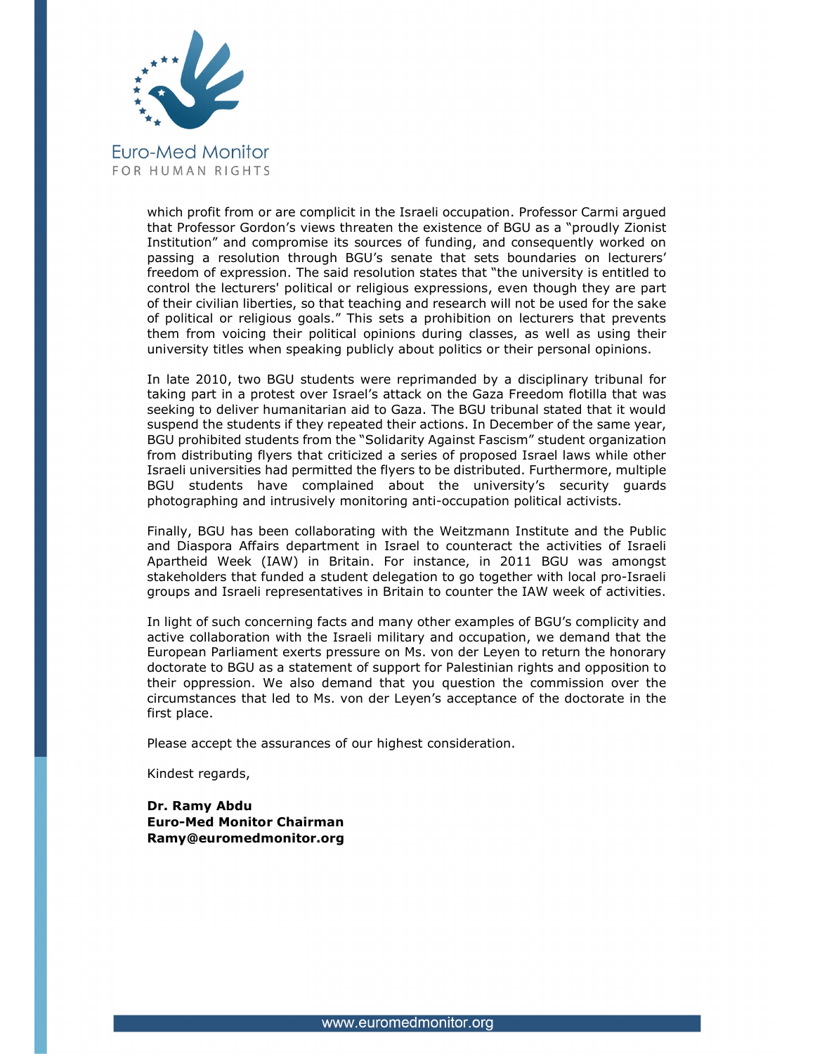which profit from or are complicit in the Israeli occupation. Professor Carmi argued that Professor Gordon's views threaten the existence of BGU as a "proudly Zionist Institution" and compromise its sources of funding, and consequently worked on passing a resolution through BGU's senate that sets boundaries on lecturers' freedom of expression. The said resolution states that "the university is entitled to control the lecturers' political or religious expressions, even though they are part of their civilian liberties, so that teaching and research will not be used for the sake of political or religious goals." This sets a prohibition on lecturers that prevents them from voicing their political opinions during classes, as well as using their university titles when speaking publicly about politics or their personal opinions.

In late 2010, two BGU students were reprimanded by a disciplinary tribunal for taking part in a protest over Israel's attack on the Gaza Freedom flotilla that was seeking to deliver humanitarian aid to Gaza. The BGU tribunal stated that it would suspend the students if they repeated their actions. In December of the same year, BGU prohibited students from the "Solidarity Against Fascism" student organization from distributing flyers that criticized a series of proposed Israel laws while other Israeli universities had permitted the flyers to be distributed. Furthermore, multiple BGU students have complained about the university's security guards photographing and intrusively monitoring anti-occupation political activists.

Finally, BGU has been collaborating with the Weitzmann Institute and the Public and Diaspora Affairs department in Israel to counteract the activities of Israeli Apartheid Week (IAW) in Britain. For instance, in 2011 BGU was amongst stakeholders that funded a student delegation to go together with local pro-Israeli groups and Israeli representatives in Britain to counter the IAW week of activities.

In light of such concerning facts and many other examples of BGU's complicity and active collaboration with the Israeli military and occupation, we demand that the European Parliament exerts pressure on Ms. von der Leyen to return the honorary doctorate to BGU as a statement of support for Palestinian rights and opposition to their oppression. We also demand that you question the commission over the circumstances that led to Ms. von der Leyen's acceptance of the doctorate in the first place.

Please accept the assurances of our highest consideration.

Kindest regards,

**Dr. Ramy Abdu**
**Euro-Med Monitor Chairman**
**Ramy@euromedmonitor.org**